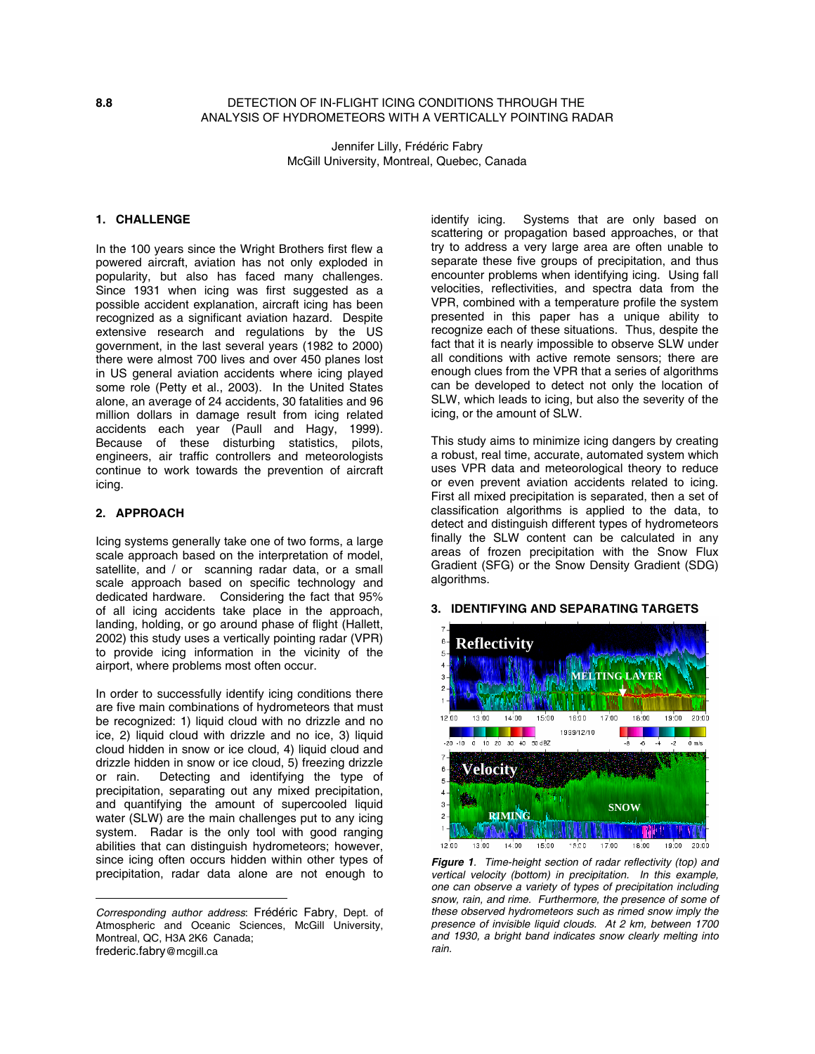8.8

# DETECTION OF IN-FLIGHT ICING CONDITIONS THROUGH THE ANALYSIS OF HYDROMETEORS WITH A VERTICALLY POINTING RADAR

Jennifer Lilly, Frédéric Fabry
McGill University, Montreal, Quebec, Canada

## 1. CHALLENGE

In the 100 years since the Wright Brothers first flew a powered aircraft, aviation has not only exploded in popularity, but also has faced many challenges. Since 1931 when icing was first suggested as a possible accident explanation, aircraft icing has been recognized as a significant aviation hazard. Despite extensive research and regulations by the US government, in the last several years (1982 to 2000) there were almost 700 lives and over 450 planes lost in US general aviation accidents where icing played some role (Petty et al., 2003). In the United States alone, an average of 24 accidents, 30 fatalities and 96 million dollars in damage result from icing related accidents each year (Paull and Hagy, 1999). Because of these disturbing statistics, pilots, engineers, air traffic controllers and meteorologists continue to work towards the prevention of aircraft icing.

## 2. APPROACH

Icing systems generally take one of two forms, a large scale approach based on the interpretation of model, satellite, and / or scanning radar data, or a small scale approach based on specific technology and dedicated hardware. Considering the fact that 95% of all icing accidents take place in the approach, landing, holding, or go around phase of flight (Hallett, 2002) this study uses a vertically pointing radar (VPR) to provide icing information in the vicinity of the airport, where problems most often occur.

In order to successfully identify icing conditions there are five main combinations of hydrometeors that must be recognized: 1) liquid cloud with no drizzle and no ice, 2) liquid cloud with drizzle and no ice, 3) liquid cloud hidden in snow or ice cloud, 4) liquid cloud and drizzle hidden in snow or ice cloud, 5) freezing drizzle or rain. Detecting and identifying the type of precipitation, separating out any mixed precipitation, and quantifying the amount of supercooled liquid water (SLW) are the main challenges put to any icing system. Radar is the only tool with good ranging abilities that can distinguish hydrometeors; however, since icing often occurs hidden within other types of precipitation, radar data alone are not enough to identify icing. Systems that are only based on scattering or propagation based approaches, or that try to address a very large area are often unable to separate these five groups of precipitation, and thus encounter problems when identifying icing. Using fall velocities, reflectivities, and spectra data from the VPR, combined with a temperature profile the system presented in this paper has a unique ability to recognize each of these situations. Thus, despite the fact that it is nearly impossible to observe SLW under all conditions with active remote sensors; there are enough clues from the VPR that a series of algorithms can be developed to detect not only the location of SLW, which leads to icing, but also the severity of the icing, or the amount of SLW.

This study aims to minimize icing dangers by creating a robust, real time, accurate, automated system which uses VPR data and meteorological theory to reduce or even prevent aviation accidents related to icing. First all mixed precipitation is separated, then a set of classification algorithms is applied to the data, to detect and distinguish different types of hydrometeors finally the SLW content can be calculated in any areas of frozen precipitation with the Snow Flux Gradient (SFG) or the Snow Density Gradient (SDG) algorithms.

## 3. IDENTIFYING AND SEPARATING TARGETS

***Figure 1**. Time-height section of radar reflectivity (top) and vertical velocity (bottom) in precipitation. In this example, one can observe a variety of types of precipitation including snow, rain, and rime. Furthermore, the presence of some of these observed hydrometeors such as rimed snow imply the presence of invisible liquid clouds. At 2 km, between 1700 and 1930, a bright band indicates snow clearly melting into rain.*

---

*Corresponding author address*: Frédéric Fabry, Dept. of Atmospheric and Oceanic Sciences, McGill University, Montreal, QC, H3A 2K6 Canada;
frederic.fabry@mcgill.ca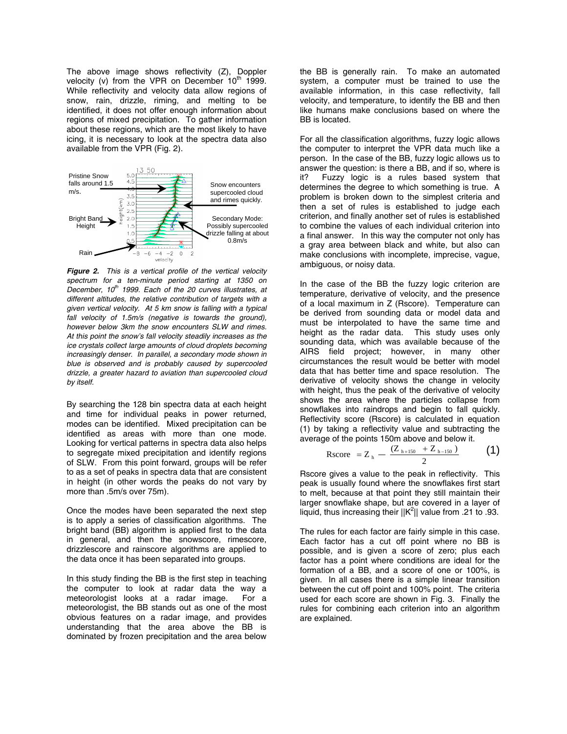The above image shows reflectivity (Z), Doppler velocity (v) from the VPR on December 10th 1999. While reflectivity and velocity data allow regions of snow, rain, drizzle, riming, and melting to be identified, it does not offer enough information about regions of mixed precipitation. To gather information about these regions, which are the most likely to have icing, it is necessary to look at the spectra data also available from the VPR (Fig. 2).

***Figure 2.*** *This is a vertical profile of the vertical velocity spectrum for a ten-minute period starting at 1350 on December, 10th 1999. Each of the 20 curves illustrates, at different altitudes, the relative contribution of targets with a given vertical velocity. At 5 km snow is falling with a typical fall velocity of 1.5m/s (negative is towards the ground), however below 3km the snow encounters SLW and rimes. At this point the snow's fall velocity steadily increases as the ice crystals collect large amounts of cloud droplets becoming increasingly denser. In parallel, a secondary mode shown in blue is observed and is probably caused by supercooled drizzle, a greater hazard to aviation than supercooled cloud by itself.*

By searching the 128 bin spectra data at each height and time for individual peaks in power returned, modes can be identified. Mixed precipitation can be identified as areas with more than one mode. Looking for vertical patterns in spectra data also helps to segregate mixed precipitation and identify regions of SLW. From this point forward, groups will be refer to as a set of peaks in spectra data that are consistent in height (in other words the peaks do not vary by more than .5m/s over 75m).

Once the modes have been separated the next step is to apply a series of classification algorithms. The bright band (BB) algorithm is applied first to the data in general, and then the snowscore, rimescore, drizzlescore and rainscore algorithms are applied to the data once it has been separated into groups.

In this study finding the BB is the first step in teaching the computer to look at radar data the way a meteorologist looks at a radar image. For a meteorologist, the BB stands out as one of the most obvious features on a radar image, and provides understanding that the area above the BB is dominated by frozen precipitation and the area below the BB is generally rain. To make an automated system, a computer must be trained to use the available information, in this case reflectivity, fall velocity, and temperature, to identify the BB and then like humans make conclusions based on where the BB is located.

For all the classification algorithms, fuzzy logic allows the computer to interpret the VPR data much like a person. In the case of the BB, fuzzy logic allows us to answer the question: is there a BB, and if so, where is it? Fuzzy logic is a rules based system that determines the degree to which something is true. A problem is broken down to the simplest criteria and then a set of rules is established to judge each criterion, and finally another set of rules is established to combine the values of each individual criterion into a final answer. In this way the computer not only has a gray area between black and white, but also can make conclusions with incomplete, imprecise, vague, ambiguous, or noisy data.

In the case of the BB the fuzzy logic criterion are temperature, derivative of velocity, and the presence of a local maximum in Z (Rscore). Temperature can be derived from sounding data or model data and must be interpolated to have the same time and height as the radar data. This study uses only sounding data, which was available because of the AIRS field project; however, in many other circumstances the result would be better with model data that has better time and space resolution. The derivative of velocity shows the change in velocity with height, thus the peak of the derivative of velocity shows the area where the particles collapse from snowflakes into raindrops and begin to fall quickly. Reflectivity score (Rscore) is calculated in equation (1) by taking a reflectivity value and subtracting the average of the points 150m above and below it.

$$\text{Rscore} = Z_h - \frac{(Z_{h+150} + Z_{h-150})}{2} \qquad (1)$$

Rscore gives a value to the peak in reflectivity. This peak is usually found where the snowflakes first start to melt, because at that point they still maintain their larger snowflake shape, but are covered in a layer of liquid, thus increasing their $||K^2||$ value from .21 to .93.

The rules for each factor are fairly simple in this case. Each factor has a cut off point where no BB is possible, and is given a score of zero; plus each factor has a point where conditions are ideal for the formation of a BB, and a score of one or 100%, is given. In all cases there is a simple linear transition between the cut off point and 100% point. The criteria used for each score are shown in Fig. 3. Finally the rules for combining each criterion into an algorithm are explained.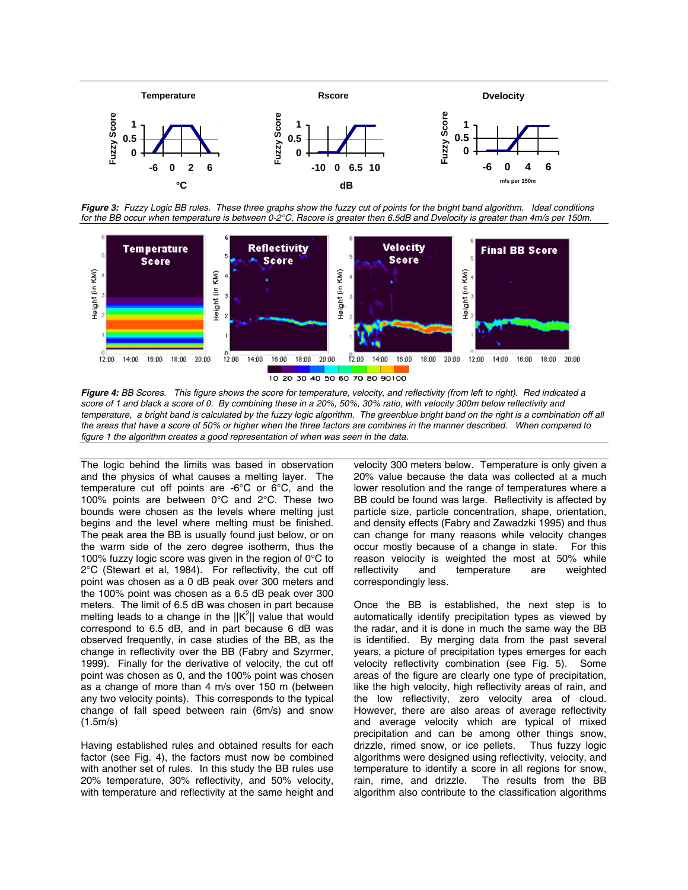*Figure 3: Fuzzy Logic BB rules. These three graphs show the fuzzy cut of points for the bright band algorithm. Ideal conditions for the BB occur when temperature is between 0-2°C, Rscore is greater then 6.5dB and Dvelocity is greater than 4m/s per 150m.*

*Figure 4: BB Scores. This figure shows the score for temperature, velocity, and reflectivity (from left to right). Red indicated a score of 1 and black a score of 0. By combining these in a 20%, 50%, 30% ratio, with velocity 300m below reflectivity and temperature, a bright band is calculated by the fuzzy logic algorithm. The greenblue bright band on the right is a combination off all the areas that have a score of 50% or higher when the three factors are combines in the manner described. When compared to figure 1 the algorithm creates a good representation of when was seen in the data.*

The logic behind the limits was based in observation and the physics of what causes a melting layer. The temperature cut off points are -6°C or 6°C, and the 100% points are between 0°C and 2°C. These two bounds were chosen as the levels where melting just begins and the level where melting must be finished. The peak area the BB is usually found just below, or on the warm side of the zero degree isotherm, thus the 100% fuzzy logic score was given in the region of 0°C to 2°C (Stewart et al, 1984). For reflectivity, the cut off point was chosen as a 0 dB peak over 300 meters and the 100% point was chosen as a 6.5 dB peak over 300 meters. The limit of 6.5 dB was chosen in part because melting leads to a change in the $||K^2||$ value that would correspond to 6.5 dB, and in part because 6 dB was observed frequently, in case studies of the BB, as the change in reflectivity over the BB (Fabry and Szyrmer, 1999). Finally for the derivative of velocity, the cut off point was chosen as 0, and the 100% point was chosen as a change of more than 4 m/s over 150 m (between any two velocity points). This corresponds to the typical change of fall speed between rain (6m/s) and snow (1.5m/s)

Having established rules and obtained results for each factor (see Fig. 4), the factors must now be combined with another set of rules. In this study the BB rules use 20% temperature, 30% reflectivity, and 50% velocity, with temperature and reflectivity at the same height and velocity 300 meters below. Temperature is only given a 20% value because the data was collected at a much lower resolution and the range of temperatures where a BB could be found was large. Reflectivity is affected by particle size, particle concentration, shape, orientation, and density effects (Fabry and Zawadzki 1995) and thus can change for many reasons while velocity changes occur mostly because of a change in state. For this reason velocity is weighted the most at 50% while reflectivity and temperature are weighted correspondingly less.

Once the BB is established, the next step is to automatically identify precipitation types as viewed by the radar, and it is done in much the same way the BB is identified. By merging data from the past several years, a picture of precipitation types emerges for each velocity reflectivity combination (see Fig. 5). Some areas of the figure are clearly one type of precipitation, like the high velocity, high reflectivity areas of rain, and the low reflectivity, zero velocity area of cloud. However, there are also areas of average reflectivity and average velocity which are typical of mixed precipitation and can be among other things snow, drizzle, rimed snow, or ice pellets. Thus fuzzy logic algorithms were designed using reflectivity, velocity, and temperature to identify a score in all regions for snow, rain, rime, and drizzle. The results from the BB algorithm also contribute to the classification algorithms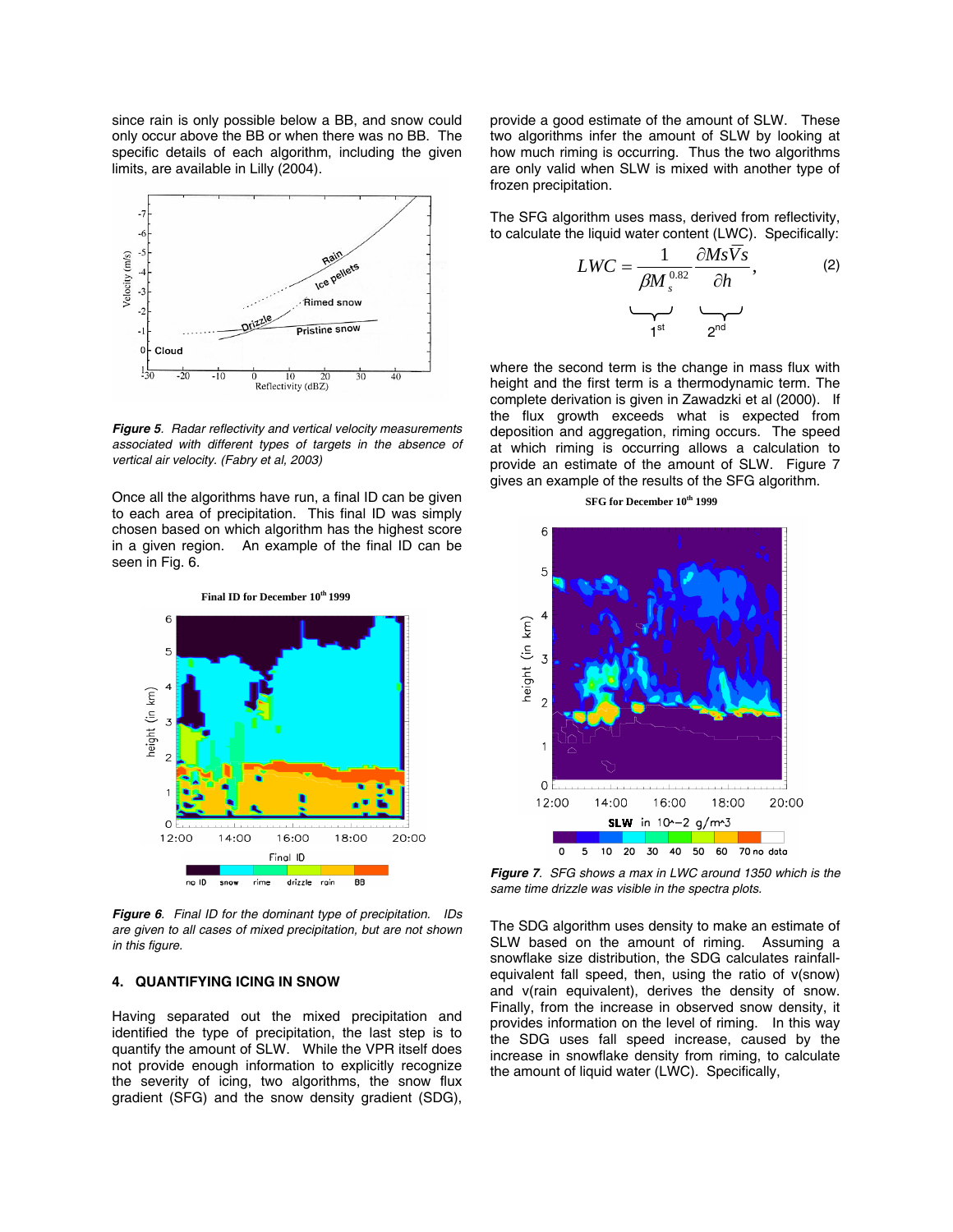since rain is only possible below a BB, and snow could only occur above the BB or when there was no BB. The specific details of each algorithm, including the given limits, are available in Lilly (2004).

***Figure 5**. Radar reflectivity and vertical velocity measurements associated with different types of targets in the absence of vertical air velocity. (Fabry et al, 2003)*

Once all the algorithms have run, a final ID can be given to each area of precipitation. This final ID was simply chosen based on which algorithm has the highest score in a given region. An example of the final ID can be seen in Fig. 6.

***Figure 6**. Final ID for the dominant type of precipitation. IDs are given to all cases of mixed precipitation, but are not shown in this figure.*

## 4. QUANTIFYING ICING IN SNOW

Having separated out the mixed precipitation and identified the type of precipitation, the last step is to quantify the amount of SLW. While the VPR itself does not provide enough information to explicitly recognize the severity of icing, two algorithms, the snow flux gradient (SFG) and the snow density gradient (SDG), provide a good estimate of the amount of SLW. These two algorithms infer the amount of SLW by looking at how much riming is occurring. Thus the two algorithms are only valid when SLW is mixed with another type of frozen precipitation.

The SFG algorithm uses mass, derived from reflectivity, to calculate the liquid water content (LWC). Specifically:

$$LWC = \underbrace{\frac{1}{\beta M_s^{0.82}}}_{1^{st}} \underbrace{\frac{\partial M s \overline{V} s}{\partial h}}_{2^{nd}}, \tag{2}$$

where the second term is the change in mass flux with height and the first term is a thermodynamic term. The complete derivation is given in Zawadzki et al (2000). If the flux growth exceeds what is expected from deposition and aggregation, riming occurs. The speed at which riming is occurring allows a calculation to provide an estimate of the amount of SLW. Figure 7 gives an example of the results of the SFG algorithm.

***Figure 7**. SFG shows a max in LWC around 1350 which is the same time drizzle was visible in the spectra plots.*

The SDG algorithm uses density to make an estimate of SLW based on the amount of riming. Assuming a snowflake size distribution, the SDG calculates rainfall-equivalent fall speed, then, using the ratio of v(snow) and v(rain equivalent), derives the density of snow. Finally, from the increase in observed snow density, it provides information on the level of riming. In this way the SDG uses fall speed increase, caused by the increase in snowflake density from riming, to calculate the amount of liquid water (LWC). Specifically,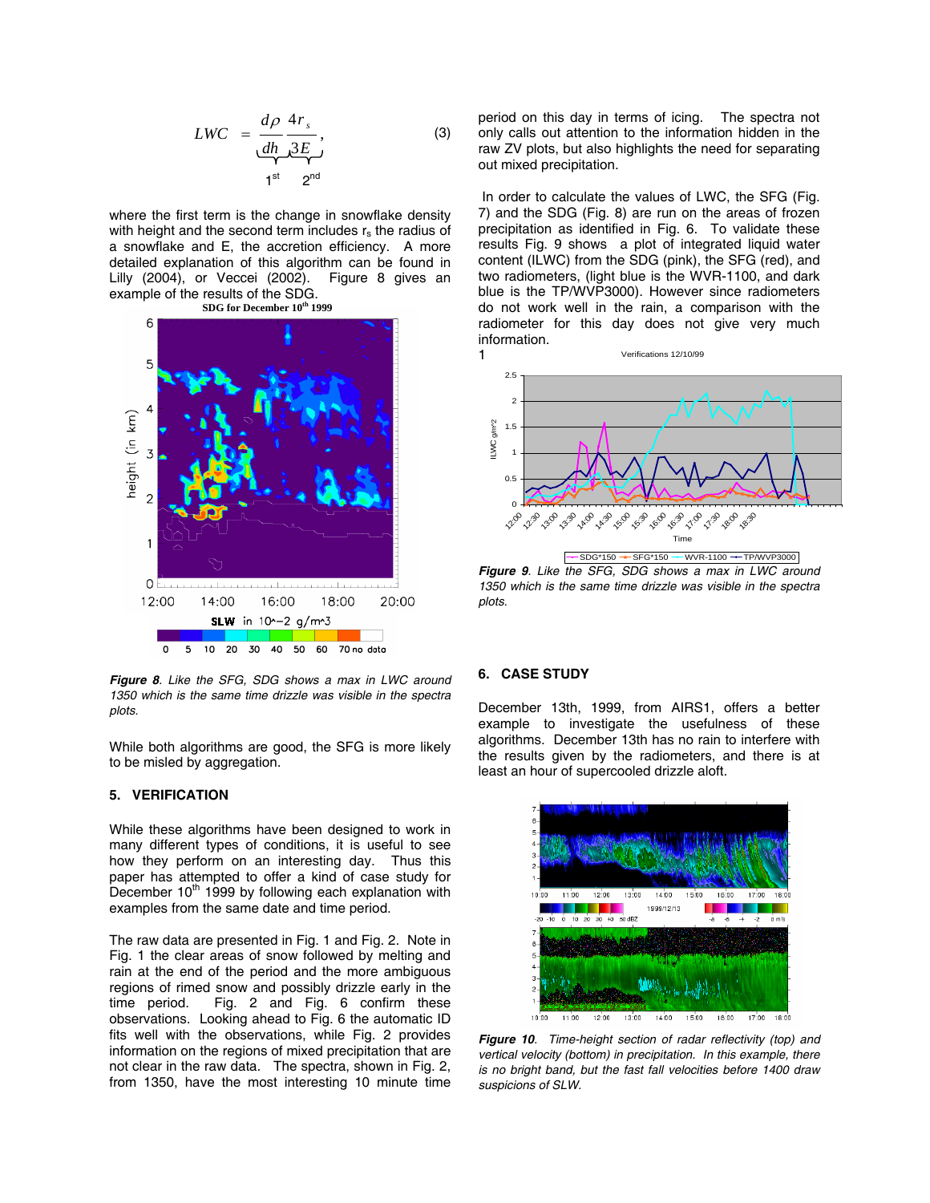$$LWC = \underbrace{\frac{d\rho}{dh}}_{1^{st}} \underbrace{\frac{4r_s}{3E}}_{2^{nd}}, \qquad (3)$$

where the first term is the change in snowflake density with height and the second term includes $r_s$ the radius of a snowflake and E, the accretion efficiency. A more detailed explanation of this algorithm can be found in Lilly (2004), or Veccei (2002). Figure 8 gives an example of the results of the SDG.

*Figure 8. Like the SFG, SDG shows a max in LWC around 1350 which is the same time drizzle was visible in the spectra plots.*

While both algorithms are good, the SFG is more likely to be misled by aggregation.

## 5. VERIFICATION

While these algorithms have been designed to work in many different types of conditions, it is useful to see how they perform on an interesting day. Thus this paper has attempted to offer a kind of case study for December 10th 1999 by following each explanation with examples from the same date and time period.

The raw data are presented in Fig. 1 and Fig. 2. Note in Fig. 1 the clear areas of snow followed by melting and rain at the end of the period and the more ambiguous regions of rimed snow and possibly drizzle early in the time period. Fig. 2 and Fig. 6 confirm these observations. Looking ahead to Fig. 6 the automatic ID fits well with the observations, while Fig. 2 provides information on the regions of mixed precipitation that are not clear in the raw data. The spectra, shown in Fig. 2, from 1350, have the most interesting 10 minute time period on this day in terms of icing. The spectra not only calls out attention to the information hidden in the raw ZV plots, but also highlights the need for separating out mixed precipitation.

In order to calculate the values of LWC, the SFG (Fig. 7) and the SDG (Fig. 8) are run on the areas of frozen precipitation as identified in Fig. 6. To validate these results Fig. 9 shows a plot of integrated liquid water content (ILWC) from the SDG (pink), the SFG (red), and two radiometers, (light blue is the WVR-1100, and dark blue is the TP/WVP3000). However since radiometers do not work well in the rain, a comparison with the radiometer for this day does not give very much information.

*Figure 9. Like the SFG, SDG shows a max in LWC around 1350 which is the same time drizzle was visible in the spectra plots.*

## 6. CASE STUDY

December 13th, 1999, from AIRS1, offers a better example to investigate the usefulness of these algorithms. December 13th has no rain to interfere with the results given by the radiometers, and there is at least an hour of supercooled drizzle aloft.

*Figure 10. Time-height section of radar reflectivity (top) and vertical velocity (bottom) in precipitation. In this example, there is no bright band, but the fast fall velocities before 1400 draw suspicions of SLW.*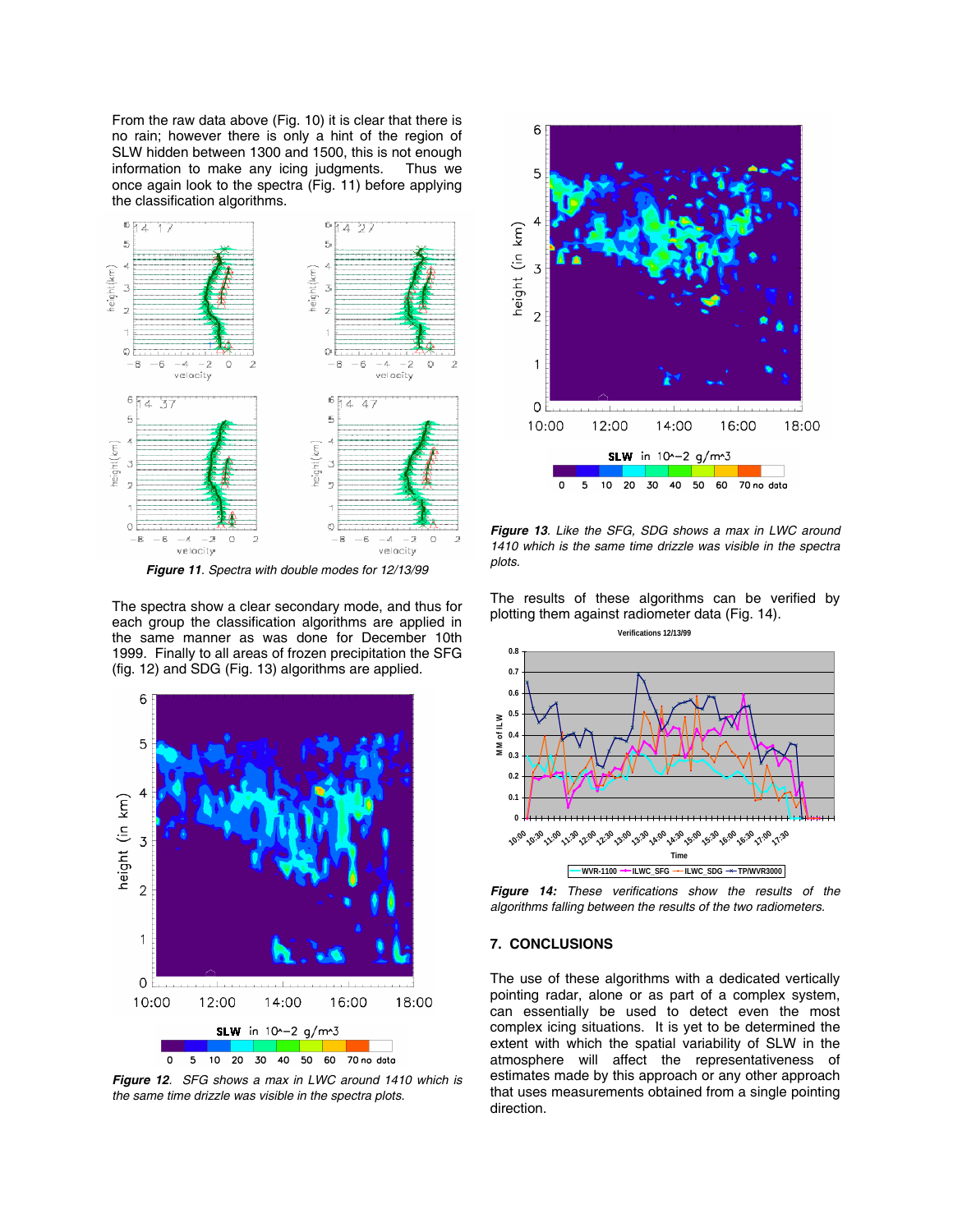From the raw data above (Fig. 10) it is clear that there is no rain; however there is only a hint of the region of SLW hidden between 1300 and 1500, this is not enough information to make any icing judgments. Thus we once again look to the spectra (Fig. 11) before applying the classification algorithms.

***Figure 11**. Spectra with double modes for 12/13/99*

The spectra show a clear secondary mode, and thus for each group the classification algorithms are applied in the same manner as was done for December 10th 1999. Finally to all areas of frozen precipitation the SFG (fig. 12) and SDG (Fig. 13) algorithms are applied.

***Figure 12**. SFG shows a max in LWC around 1410 which is the same time drizzle was visible in the spectra plots.*

***Figure 13**. Like the SFG, SDG shows a max in LWC around 1410 which is the same time drizzle was visible in the spectra plots.*

The results of these algorithms can be verified by plotting them against radiometer data (Fig. 14).

***Figure 14:** These verifications show the results of the algorithms falling between the results of the two radiometers.*

## 7. CONCLUSIONS

The use of these algorithms with a dedicated vertically pointing radar, alone or as part of a complex system, can essentially be used to detect even the most complex icing situations. It is yet to be determined the extent with which the spatial variability of SLW in the atmosphere will affect the representativeness of estimates made by this approach or any other approach that uses measurements obtained from a single pointing direction.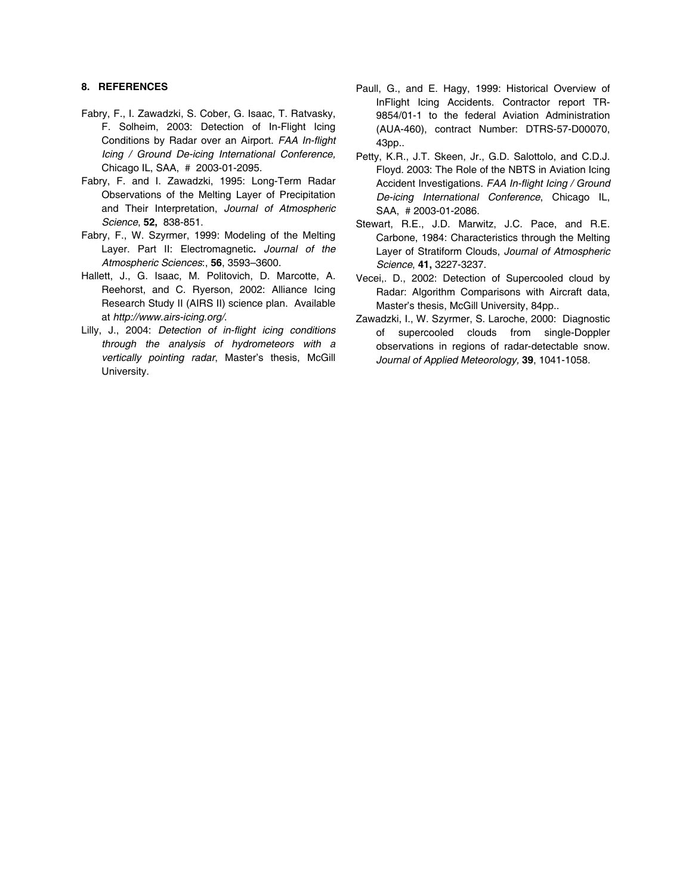## 8. REFERENCES

Fabry, F., I. Zawadzki, S. Cober, G. Isaac, T. Ratvasky, F. Solheim, 2003: Detection of In-Flight Icing Conditions by Radar over an Airport. *FAA In-flight Icing / Ground De-icing International Conference,* Chicago IL, SAA, # 2003-01-2095.

Fabry, F. and I. Zawadzki, 1995: Long-Term Radar Observations of the Melting Layer of Precipitation and Their Interpretation, *Journal of Atmospheric Science*, **52,** 838-851.

Fabry, F., W. Szyrmer, 1999: Modeling of the Melting Layer. Part II: Electromagnetic**.** *Journal of the Atmospheric Sciences*:, **56**, 3593–3600.

Hallett, J., G. Isaac, M. Politovich, D. Marcotte, A. Reehorst, and C. Ryerson, 2002: Alliance Icing Research Study II (AIRS II) science plan. Available at *http://www.airs-icing.org/*.

Lilly, J., 2004: *Detection of in-flight icing conditions through the analysis of hydrometeors with a vertically pointing radar*, Master's thesis, McGill University.

Paull, G., and E. Hagy, 1999: Historical Overview of InFlight Icing Accidents. Contractor report TR-9854/01-1 to the federal Aviation Administration (AUA-460), contract Number: DTRS-57-D00070, 43pp..

Petty, K.R., J.T. Skeen, Jr., G.D. Salottolo, and C.D.J. Floyd. 2003: The Role of the NBTS in Aviation Icing Accident Investigations. *FAA In-flight Icing / Ground De-icing International Conference*, Chicago IL, SAA, # 2003-01-2086.

Stewart, R.E., J.D. Marwitz, J.C. Pace, and R.E. Carbone, 1984: Characteristics through the Melting Layer of Stratiform Clouds, *Journal of Atmospheric Science*, **41,** 3227-3237.

Vecei,. D., 2002: Detection of Supercooled cloud by Radar: Algorithm Comparisons with Aircraft data, Master's thesis, McGill University, 84pp..

Zawadzki, I., W. Szyrmer, S. Laroche, 2000: Diagnostic of supercooled clouds from single-Doppler observations in regions of radar-detectable snow. *Journal of Applied Meteorology,* **39**, 1041-1058.